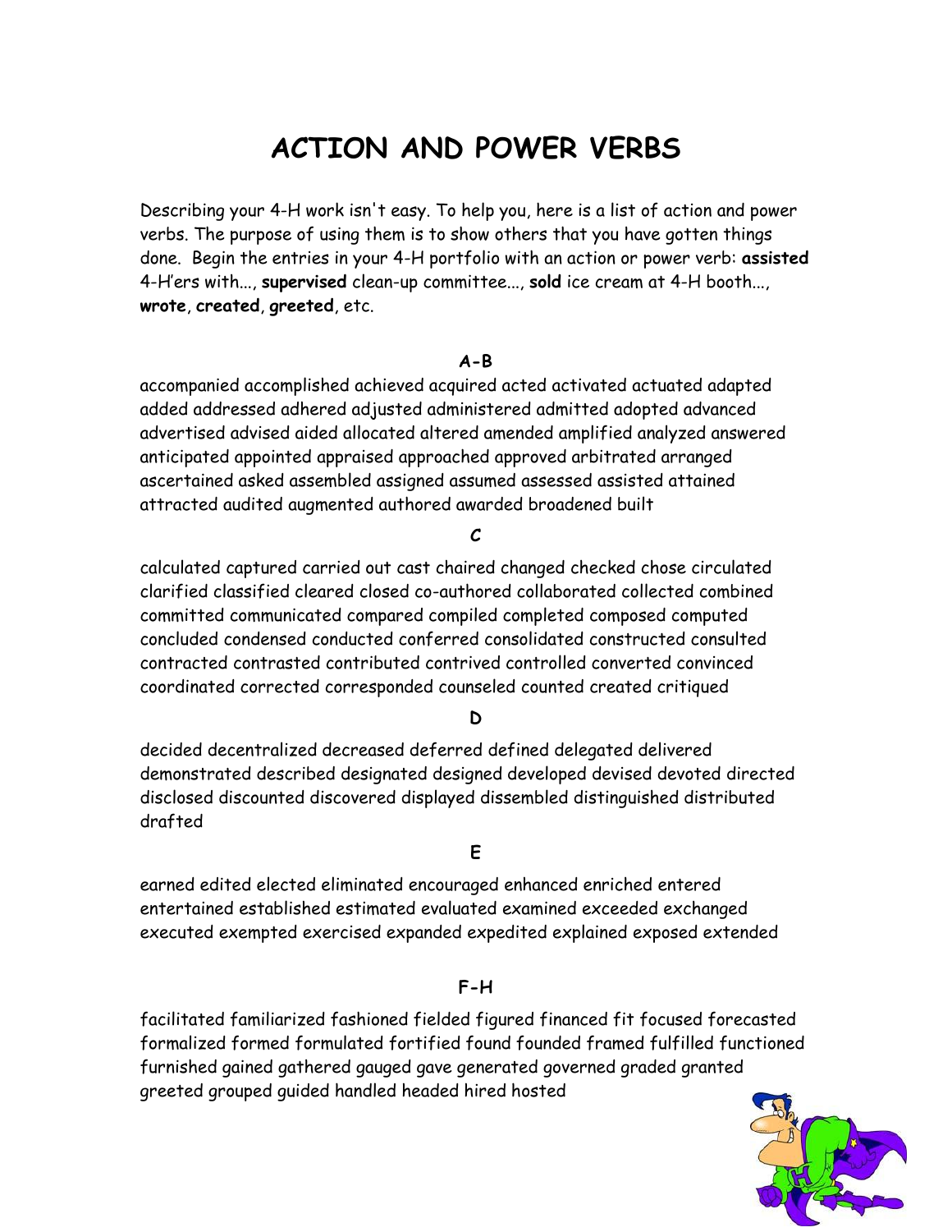# ACTION AND POWER VERBS

Describing your 4-H work isn't easy. To help you, here is a list of action and power verbs. The purpose of using them is to show others that you have gotten things done. Begin the entries in your 4-H portfolio with an action or power verb: **assisted** 4-H'ers with..., **supervised** clean-up committee..., **sold** ice cream at 4-H booth..., **wrote**, **created**, **greeted**, etc.

**A-B**

accompanied accomplished achieved acquired acted activated actuated adapted added addressed adhered adjusted administered admitted adopted advanced advertised advised aided allocated altered amended amplified analyzed answered anticipated appointed appraised approached approved arbitrated arranged ascertained asked assembled assigned assumed assessed assisted attained attracted audited augmented authored awarded broadened built

**C**

calculated captured carried out cast chaired changed checked chose circulated clarified classified cleared closed co-authored collaborated collected combined committed communicated compared compiled completed composed computed concluded condensed conducted conferred consolidated constructed consulted contracted contrasted contributed contrived controlled converted convinced coordinated corrected corresponded counseled counted created critiqued

**D**

decided decentralized decreased deferred defined delegated delivered demonstrated described designated designed developed devised devoted directed disclosed discounted discovered displayed dissembled distinguished distributed drafted

**E**

earned edited elected eliminated encouraged enhanced enriched entered entertained established estimated evaluated examined exceeded exchanged executed exempted exercised expanded expedited explained exposed extended

**F-H**

facilitated familiarized fashioned fielded figured financed fit focused forecasted formalized formed formulated fortified found founded framed fulfilled functioned furnished gained gathered gauged gave generated governed graded granted greeted grouped guided handled headed hired hosted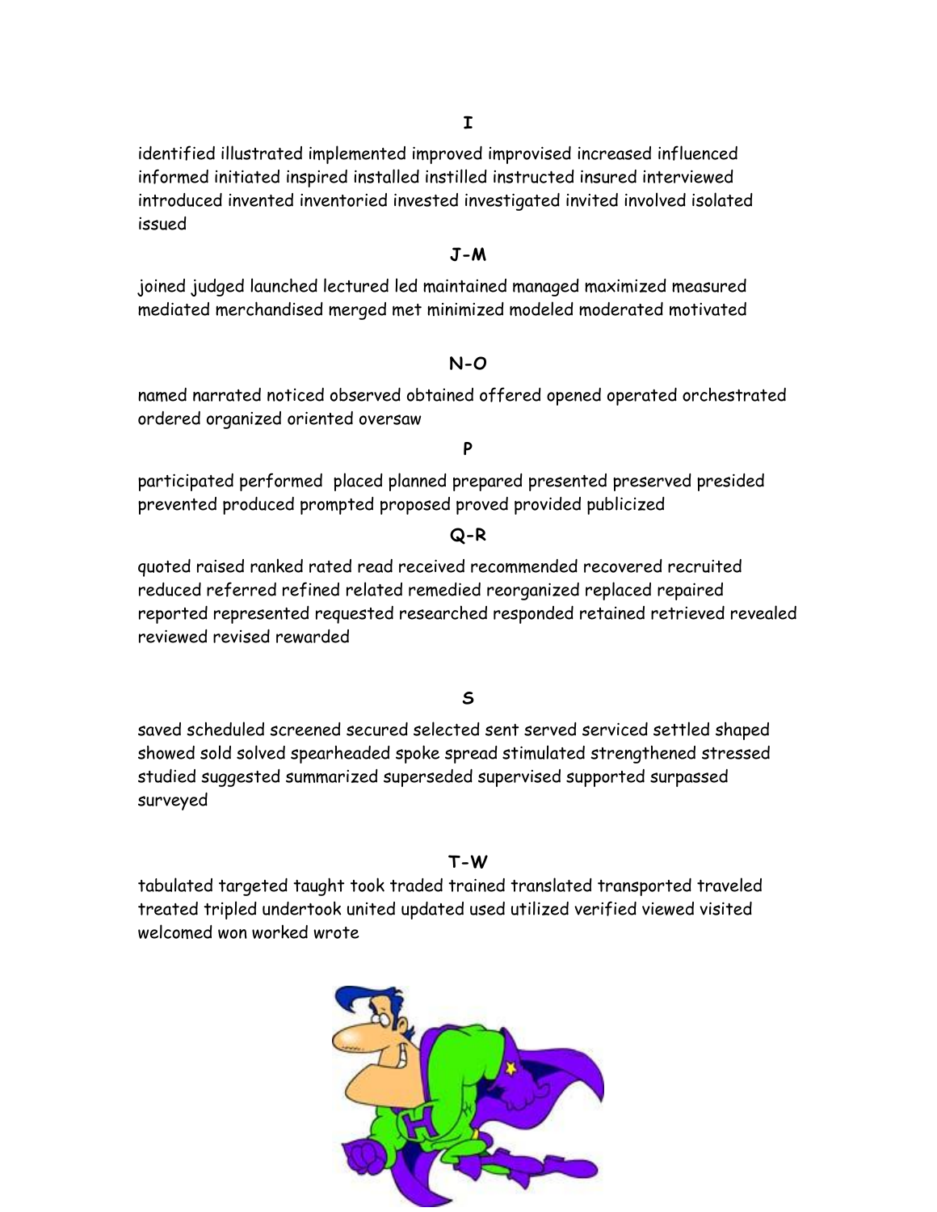## I

identified illustrated implemented improved improvised increased influenced informed initiated inspired installed instilled instructed insured interviewed introduced invented inventoried invested investigated invited involved isolated issued

## J-M

joined judged launched lectured led maintained managed maximized measured mediated merchandised merged met minimized modeled moderated motivated

## N-O

named narrated noticed observed obtained offered opened operated orchestrated ordered organized oriented oversaw

## P

participated performed placed planned prepared presented preserved presided prevented produced prompted proposed proved provided publicized

## Q-R

quoted raised ranked rated read received recommended recovered recruited reduced referred refined related remedied reorganized replaced repaired reported represented requested researched responded retained retrieved revealed reviewed revised rewarded

## S

saved scheduled screened secured selected sent served serviced settled shaped showed sold solved spearheaded spoke spread stimulated strengthened stressed studied suggested summarized superseded supervised supported surpassed surveyed

## T-W

tabulated targeted taught took traded trained translated transported traveled treated tripled undertook united updated used utilized verified viewed visited welcomed won worked wrote